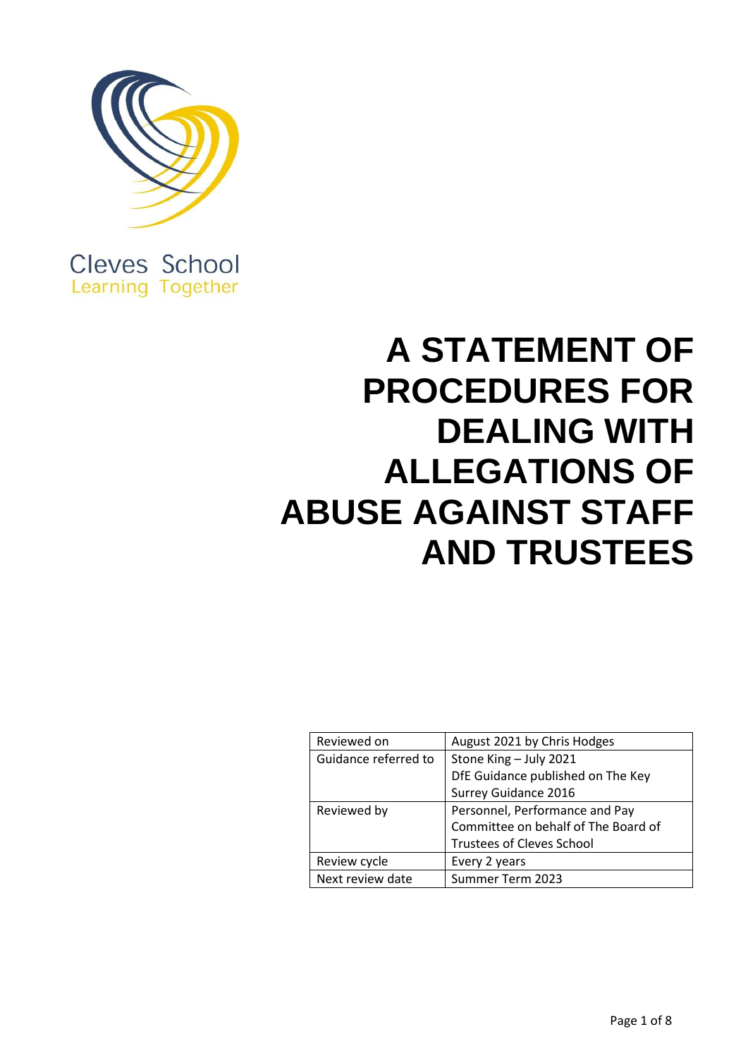Cleves School
Learning Together

# A STATEMENT OF PROCEDURES FOR DEALING WITH ALLEGATIONS OF ABUSE AGAINST STAFF AND TRUSTEES

| | |
|---|---|
| Reviewed on | August 2021 by Chris Hodges |
| Guidance referred to | Stone King – July 2021<br>DfE Guidance published on The Key<br>Surrey Guidance 2016 |
| Reviewed by | Personnel, Performance and Pay Committee on behalf of The Board of Trustees of Cleves School |
| Review cycle | Every 2 years |
| Next review date | Summer Term 2023 |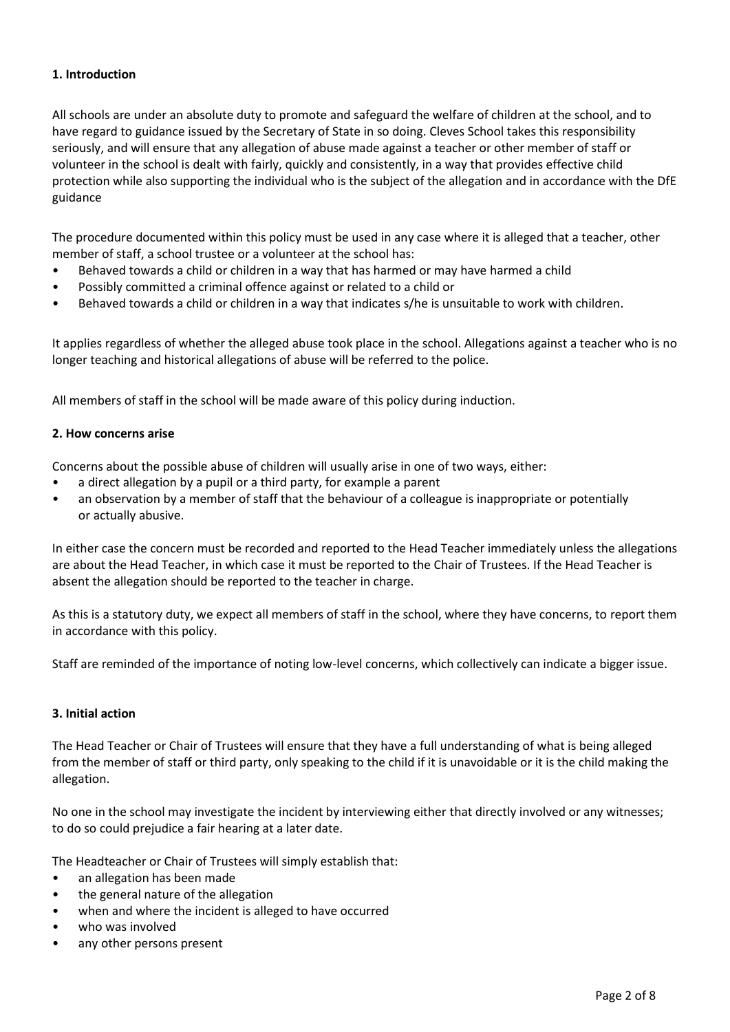## 1. Introduction

All schools are under an absolute duty to promote and safeguard the welfare of children at the school, and to have regard to guidance issued by the Secretary of State in so doing. Cleves School takes this responsibility seriously, and will ensure that any allegation of abuse made against a teacher or other member of staff or volunteer in the school is dealt with fairly, quickly and consistently, in a way that provides effective child protection while also supporting the individual who is the subject of the allegation and in accordance with the DfE guidance

The procedure documented within this policy must be used in any case where it is alleged that a teacher, other member of staff, a school trustee or a volunteer at the school has:

- Behaved towards a child or children in a way that has harmed or may have harmed a child
- Possibly committed a criminal offence against or related to a child or
- Behaved towards a child or children in a way that indicates s/he is unsuitable to work with children.

It applies regardless of whether the alleged abuse took place in the school. Allegations against a teacher who is no longer teaching and historical allegations of abuse will be referred to the police.

All members of staff in the school will be made aware of this policy during induction.

## 2. How concerns arise

Concerns about the possible abuse of children will usually arise in one of two ways, either:

- a direct allegation by a pupil or a third party, for example a parent
- an observation by a member of staff that the behaviour of a colleague is inappropriate or potentially or actually abusive.

In either case the concern must be recorded and reported to the Head Teacher immediately unless the allegations are about the Head Teacher, in which case it must be reported to the Chair of Trustees. If the Head Teacher is absent the allegation should be reported to the teacher in charge.

As this is a statutory duty, we expect all members of staff in the school, where they have concerns, to report them in accordance with this policy.

Staff are reminded of the importance of noting low-level concerns, which collectively can indicate a bigger issue.

## 3. Initial action

The Head Teacher or Chair of Trustees will ensure that they have a full understanding of what is being alleged from the member of staff or third party, only speaking to the child if it is unavoidable or it is the child making the allegation.

No one in the school may investigate the incident by interviewing either that directly involved or any witnesses; to do so could prejudice a fair hearing at a later date.

The Headteacher or Chair of Trustees will simply establish that:

- an allegation has been made
- the general nature of the allegation
- when and where the incident is alleged to have occurred
- who was involved
- any other persons present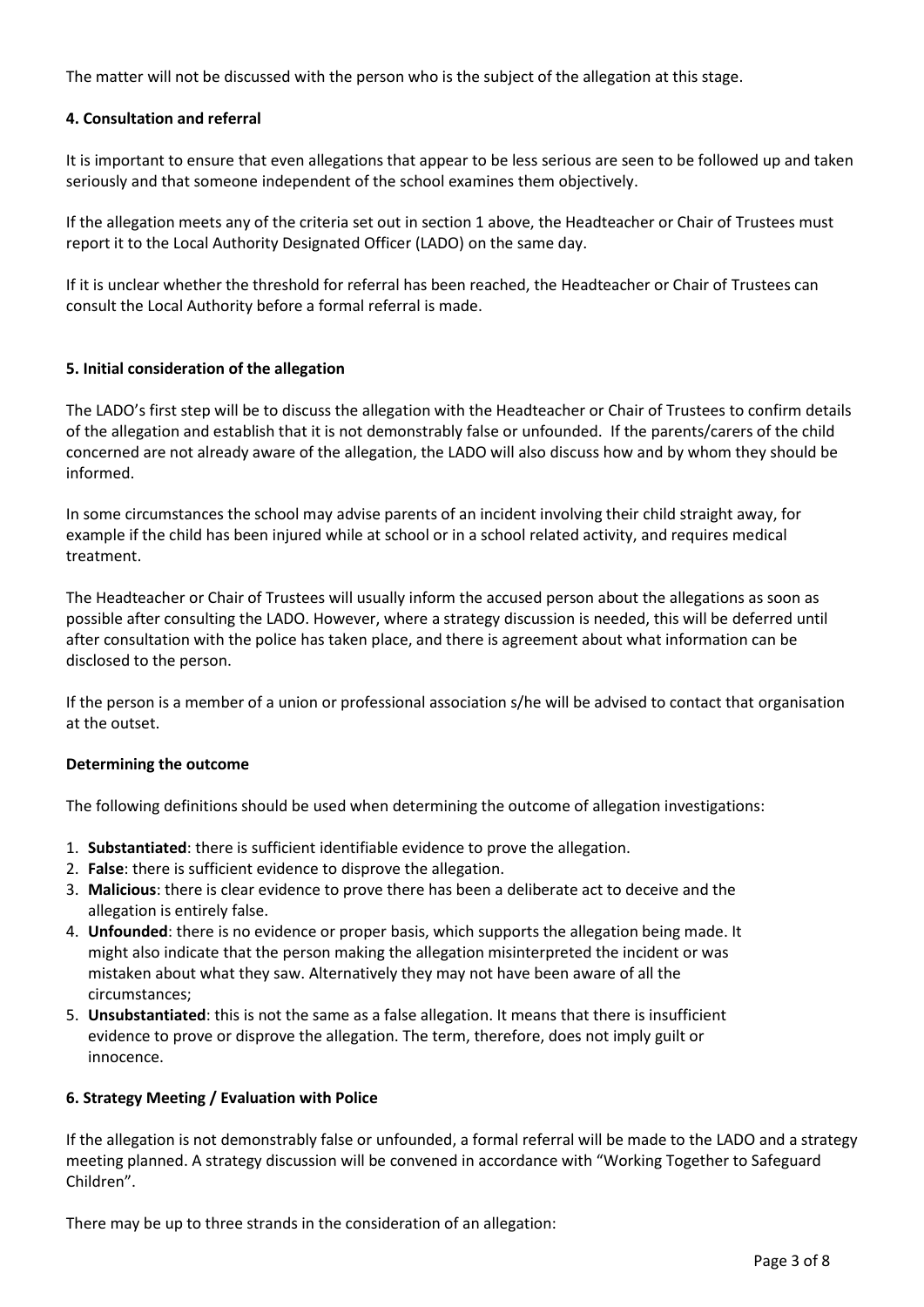The matter will not be discussed with the person who is the subject of the allegation at this stage.

**4. Consultation and referral**

It is important to ensure that even allegations that appear to be less serious are seen to be followed up and taken seriously and that someone independent of the school examines them objectively.

If the allegation meets any of the criteria set out in section 1 above, the Headteacher or Chair of Trustees must report it to the Local Authority Designated Officer (LADO) on the same day.

If it is unclear whether the threshold for referral has been reached, the Headteacher or Chair of Trustees can consult the Local Authority before a formal referral is made.

**5. Initial consideration of the allegation**

The LADO's first step will be to discuss the allegation with the Headteacher or Chair of Trustees to confirm details of the allegation and establish that it is not demonstrably false or unfounded. If the parents/carers of the child concerned are not already aware of the allegation, the LADO will also discuss how and by whom they should be informed.

In some circumstances the school may advise parents of an incident involving their child straight away, for example if the child has been injured while at school or in a school related activity, and requires medical treatment.

The Headteacher or Chair of Trustees will usually inform the accused person about the allegations as soon as possible after consulting the LADO. However, where a strategy discussion is needed, this will be deferred until after consultation with the police has taken place, and there is agreement about what information can be disclosed to the person.

If the person is a member of a union or professional association s/he will be advised to contact that organisation at the outset.

**Determining the outcome**

The following definitions should be used when determining the outcome of allegation investigations:

1. **Substantiated**: there is sufficient identifiable evidence to prove the allegation.
2. **False**: there is sufficient evidence to disprove the allegation.
3. **Malicious**: there is clear evidence to prove there has been a deliberate act to deceive and the allegation is entirely false.
4. **Unfounded**: there is no evidence or proper basis, which supports the allegation being made. It might also indicate that the person making the allegation misinterpreted the incident or was mistaken about what they saw. Alternatively they may not have been aware of all the circumstances;
5. **Unsubstantiated**: this is not the same as a false allegation. It means that there is insufficient evidence to prove or disprove the allegation. The term, therefore, does not imply guilt or innocence.

**6. Strategy Meeting / Evaluation with Police**

If the allegation is not demonstrably false or unfounded, a formal referral will be made to the LADO and a strategy meeting planned. A strategy discussion will be convened in accordance with "Working Together to Safeguard Children".

There may be up to three strands in the consideration of an allegation: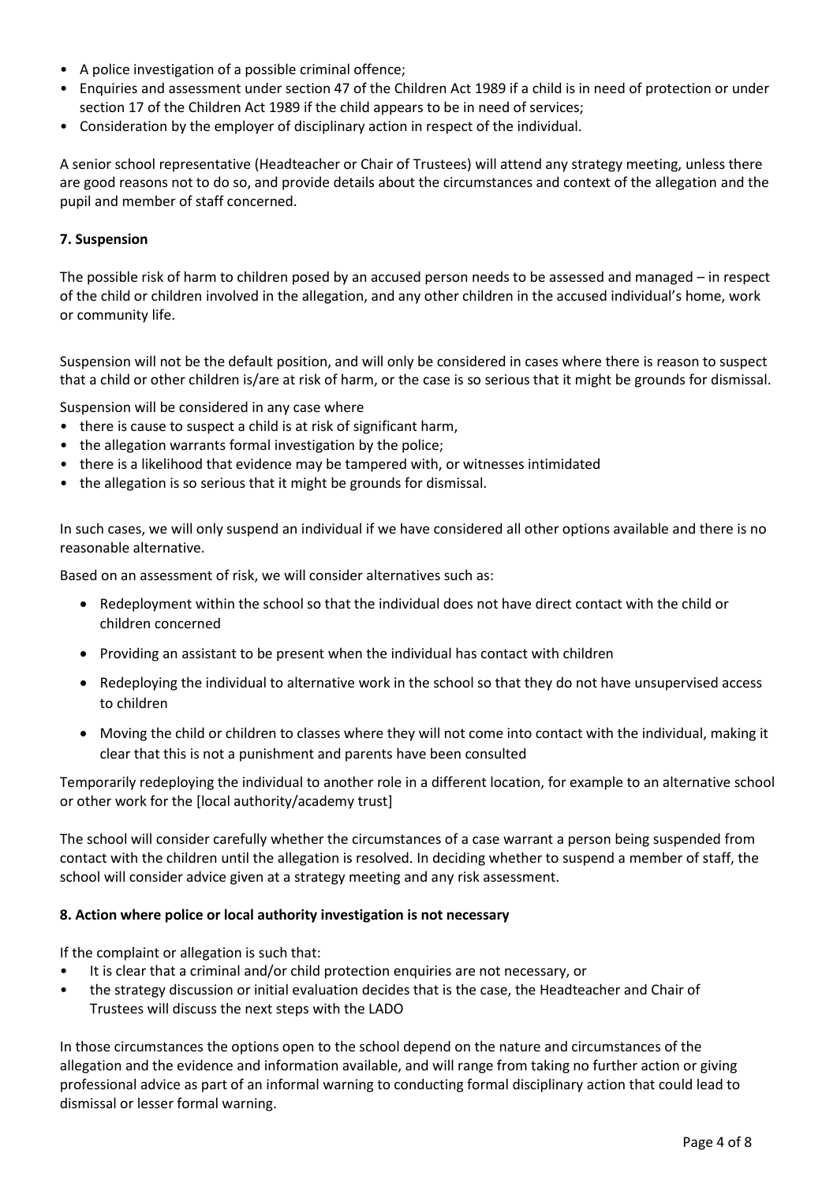- A police investigation of a possible criminal offence;
- Enquiries and assessment under section 47 of the Children Act 1989 if a child is in need of protection or under section 17 of the Children Act 1989 if the child appears to be in need of services;
- Consideration by the employer of disciplinary action in respect of the individual.

A senior school representative (Headteacher or Chair of Trustees) will attend any strategy meeting, unless there are good reasons not to do so, and provide details about the circumstances and context of the allegation and the pupil and member of staff concerned.

**7. Suspension**

The possible risk of harm to children posed by an accused person needs to be assessed and managed – in respect of the child or children involved in the allegation, and any other children in the accused individual's home, work or community life.

Suspension will not be the default position, and will only be considered in cases where there is reason to suspect that a child or other children is/are at risk of harm, or the case is so serious that it might be grounds for dismissal.

Suspension will be considered in any case where

- there is cause to suspect a child is at risk of significant harm,
- the allegation warrants formal investigation by the police;
- there is a likelihood that evidence may be tampered with, or witnesses intimidated
- the allegation is so serious that it might be grounds for dismissal.

In such cases, we will only suspend an individual if we have considered all other options available and there is no reasonable alternative.

Based on an assessment of risk, we will consider alternatives such as:

- Redeployment within the school so that the individual does not have direct contact with the child or children concerned
- Providing an assistant to be present when the individual has contact with children
- Redeploying the individual to alternative work in the school so that they do not have unsupervised access to children
- Moving the child or children to classes where they will not come into contact with the individual, making it clear that this is not a punishment and parents have been consulted

Temporarily redeploying the individual to another role in a different location, for example to an alternative school or other work for the [local authority/academy trust]

The school will consider carefully whether the circumstances of a case warrant a person being suspended from contact with the children until the allegation is resolved. In deciding whether to suspend a member of staff, the school will consider advice given at a strategy meeting and any risk assessment.

**8. Action where police or local authority investigation is not necessary**

If the complaint or allegation is such that:

- It is clear that a criminal and/or child protection enquiries are not necessary, or
- the strategy discussion or initial evaluation decides that is the case, the Headteacher and Chair of Trustees will discuss the next steps with the LADO

In those circumstances the options open to the school depend on the nature and circumstances of the allegation and the evidence and information available, and will range from taking no further action or giving professional advice as part of an informal warning to conducting formal disciplinary action that could lead to dismissal or lesser formal warning.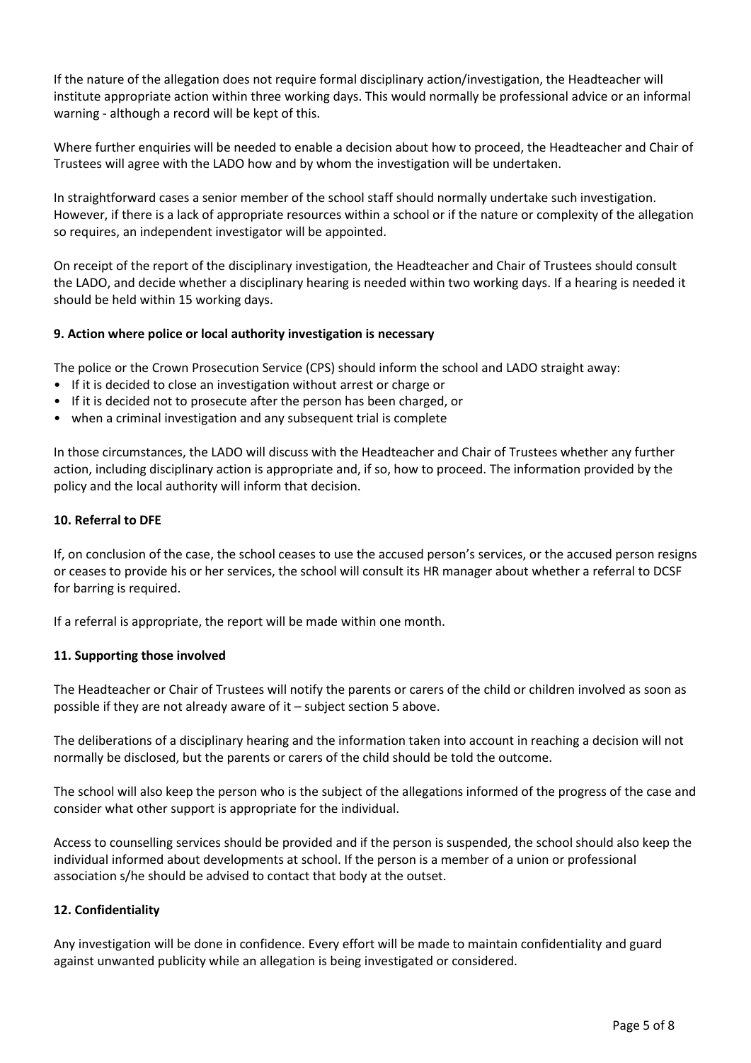If the nature of the allegation does not require formal disciplinary action/investigation, the Headteacher will institute appropriate action within three working days. This would normally be professional advice or an informal warning - although a record will be kept of this.

Where further enquiries will be needed to enable a decision about how to proceed, the Headteacher and Chair of Trustees will agree with the LADO how and by whom the investigation will be undertaken.

In straightforward cases a senior member of the school staff should normally undertake such investigation. However, if there is a lack of appropriate resources within a school or if the nature or complexity of the allegation so requires, an independent investigator will be appointed.

On receipt of the report of the disciplinary investigation, the Headteacher and Chair of Trustees should consult the LADO, and decide whether a disciplinary hearing is needed within two working days. If a hearing is needed it should be held within 15 working days.

**9. Action where police or local authority investigation is necessary**

The police or the Crown Prosecution Service (CPS) should inform the school and LADO straight away:

- If it is decided to close an investigation without arrest or charge or
- If it is decided not to prosecute after the person has been charged, or
- when a criminal investigation and any subsequent trial is complete

In those circumstances, the LADO will discuss with the Headteacher and Chair of Trustees whether any further action, including disciplinary action is appropriate and, if so, how to proceed. The information provided by the policy and the local authority will inform that decision.

**10. Referral to DFE**

If, on conclusion of the case, the school ceases to use the accused person's services, or the accused person resigns or ceases to provide his or her services, the school will consult its HR manager about whether a referral to DCSF for barring is required.

If a referral is appropriate, the report will be made within one month.

**11. Supporting those involved**

The Headteacher or Chair of Trustees will notify the parents or carers of the child or children involved as soon as possible if they are not already aware of it – subject section 5 above.

The deliberations of a disciplinary hearing and the information taken into account in reaching a decision will not normally be disclosed, but the parents or carers of the child should be told the outcome.

The school will also keep the person who is the subject of the allegations informed of the progress of the case and consider what other support is appropriate for the individual.

Access to counselling services should be provided and if the person is suspended, the school should also keep the individual informed about developments at school. If the person is a member of a union or professional association s/he should be advised to contact that body at the outset.

**12. Confidentiality**

Any investigation will be done in confidence. Every effort will be made to maintain confidentiality and guard against unwanted publicity while an allegation is being investigated or considered.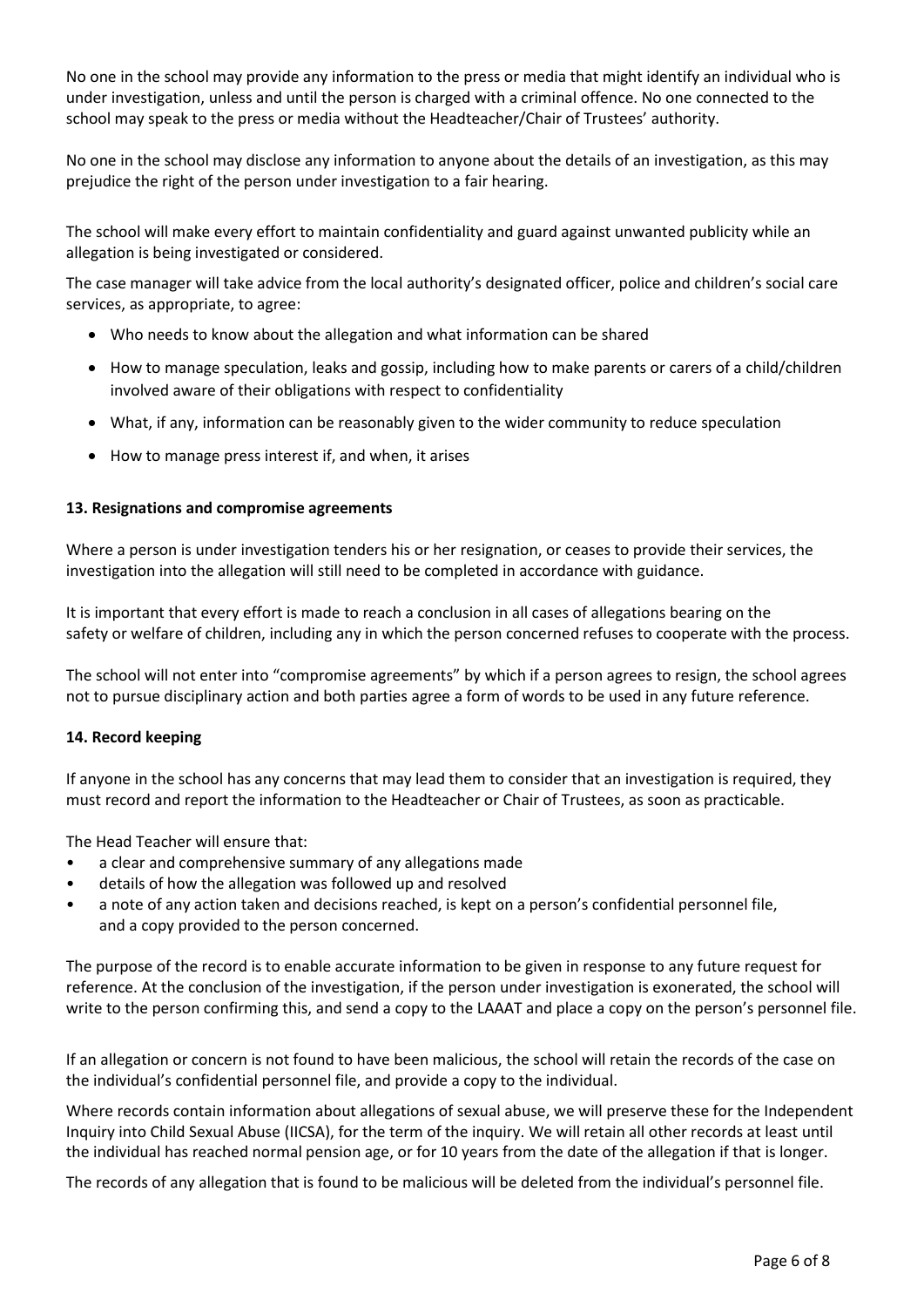No one in the school may provide any information to the press or media that might identify an individual who is under investigation, unless and until the person is charged with a criminal offence. No one connected to the school may speak to the press or media without the Headteacher/Chair of Trustees' authority.

No one in the school may disclose any information to anyone about the details of an investigation, as this may prejudice the right of the person under investigation to a fair hearing.

The school will make every effort to maintain confidentiality and guard against unwanted publicity while an allegation is being investigated or considered.

The case manager will take advice from the local authority's designated officer, police and children's social care services, as appropriate, to agree:

- Who needs to know about the allegation and what information can be shared
- How to manage speculation, leaks and gossip, including how to make parents or carers of a child/children involved aware of their obligations with respect to confidentiality
- What, if any, information can be reasonably given to the wider community to reduce speculation
- How to manage press interest if, and when, it arises

**13. Resignations and compromise agreements**

Where a person is under investigation tenders his or her resignation, or ceases to provide their services, the investigation into the allegation will still need to be completed in accordance with guidance.

It is important that every effort is made to reach a conclusion in all cases of allegations bearing on the safety or welfare of children, including any in which the person concerned refuses to cooperate with the process.

The school will not enter into "compromise agreements" by which if a person agrees to resign, the school agrees not to pursue disciplinary action and both parties agree a form of words to be used in any future reference.

**14. Record keeping**

If anyone in the school has any concerns that may lead them to consider that an investigation is required, they must record and report the information to the Headteacher or Chair of Trustees, as soon as practicable.

The Head Teacher will ensure that:

- a clear and comprehensive summary of any allegations made
- details of how the allegation was followed up and resolved
- a note of any action taken and decisions reached, is kept on a person's confidential personnel file, and a copy provided to the person concerned.

The purpose of the record is to enable accurate information to be given in response to any future request for reference. At the conclusion of the investigation, if the person under investigation is exonerated, the school will write to the person confirming this, and send a copy to the LAAAT and place a copy on the person's personnel file.

If an allegation or concern is not found to have been malicious, the school will retain the records of the case on the individual's confidential personnel file, and provide a copy to the individual.

Where records contain information about allegations of sexual abuse, we will preserve these for the Independent Inquiry into Child Sexual Abuse (IICSA), for the term of the inquiry. We will retain all other records at least until the individual has reached normal pension age, or for 10 years from the date of the allegation if that is longer.

The records of any allegation that is found to be malicious will be deleted from the individual's personnel file.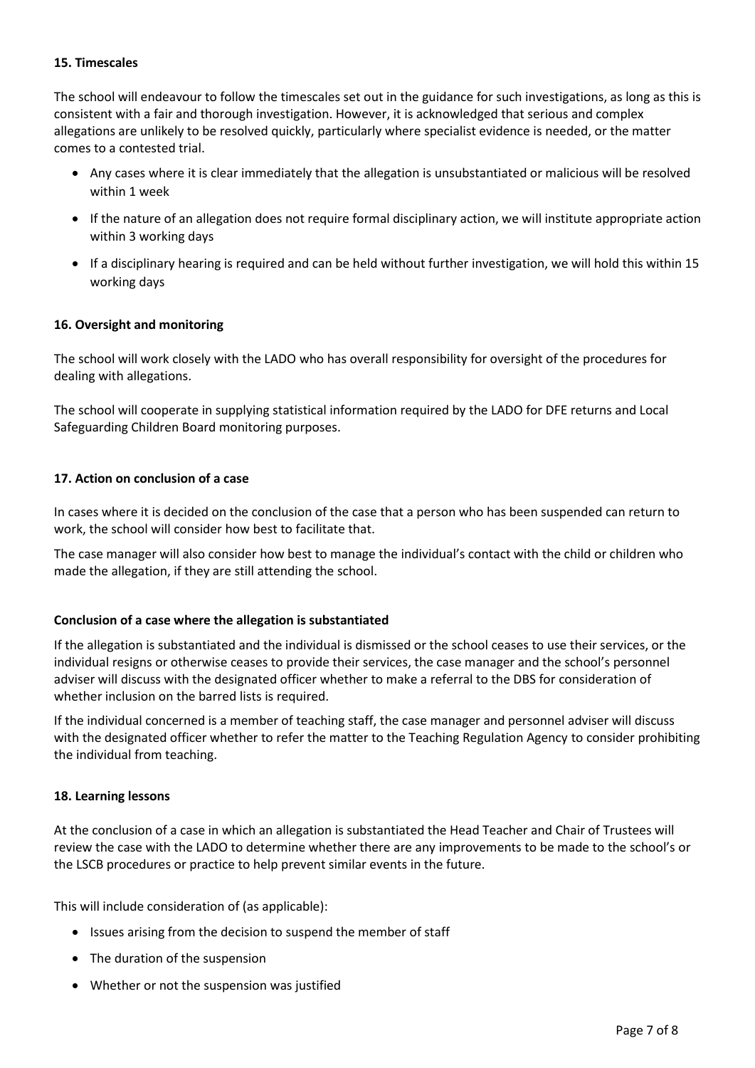**15. Timescales**

The school will endeavour to follow the timescales set out in the guidance for such investigations, as long as this is consistent with a fair and thorough investigation. However, it is acknowledged that serious and complex allegations are unlikely to be resolved quickly, particularly where specialist evidence is needed, or the matter comes to a contested trial.

- Any cases where it is clear immediately that the allegation is unsubstantiated or malicious will be resolved within 1 week
- If the nature of an allegation does not require formal disciplinary action, we will institute appropriate action within 3 working days
- If a disciplinary hearing is required and can be held without further investigation, we will hold this within 15 working days

**16. Oversight and monitoring**

The school will work closely with the LADO who has overall responsibility for oversight of the procedures for dealing with allegations.

The school will cooperate in supplying statistical information required by the LADO for DFE returns and Local Safeguarding Children Board monitoring purposes.

**17. Action on conclusion of a case**

In cases where it is decided on the conclusion of the case that a person who has been suspended can return to work, the school will consider how best to facilitate that.

The case manager will also consider how best to manage the individual's contact with the child or children who made the allegation, if they are still attending the school.

**Conclusion of a case where the allegation is substantiated**

If the allegation is substantiated and the individual is dismissed or the school ceases to use their services, or the individual resigns or otherwise ceases to provide their services, the case manager and the school's personnel adviser will discuss with the designated officer whether to make a referral to the DBS for consideration of whether inclusion on the barred lists is required.

If the individual concerned is a member of teaching staff, the case manager and personnel adviser will discuss with the designated officer whether to refer the matter to the Teaching Regulation Agency to consider prohibiting the individual from teaching.

**18. Learning lessons**

At the conclusion of a case in which an allegation is substantiated the Head Teacher and Chair of Trustees will review the case with the LADO to determine whether there are any improvements to be made to the school's or the LSCB procedures or practice to help prevent similar events in the future.

This will include consideration of (as applicable):

- Issues arising from the decision to suspend the member of staff
- The duration of the suspension
- Whether or not the suspension was justified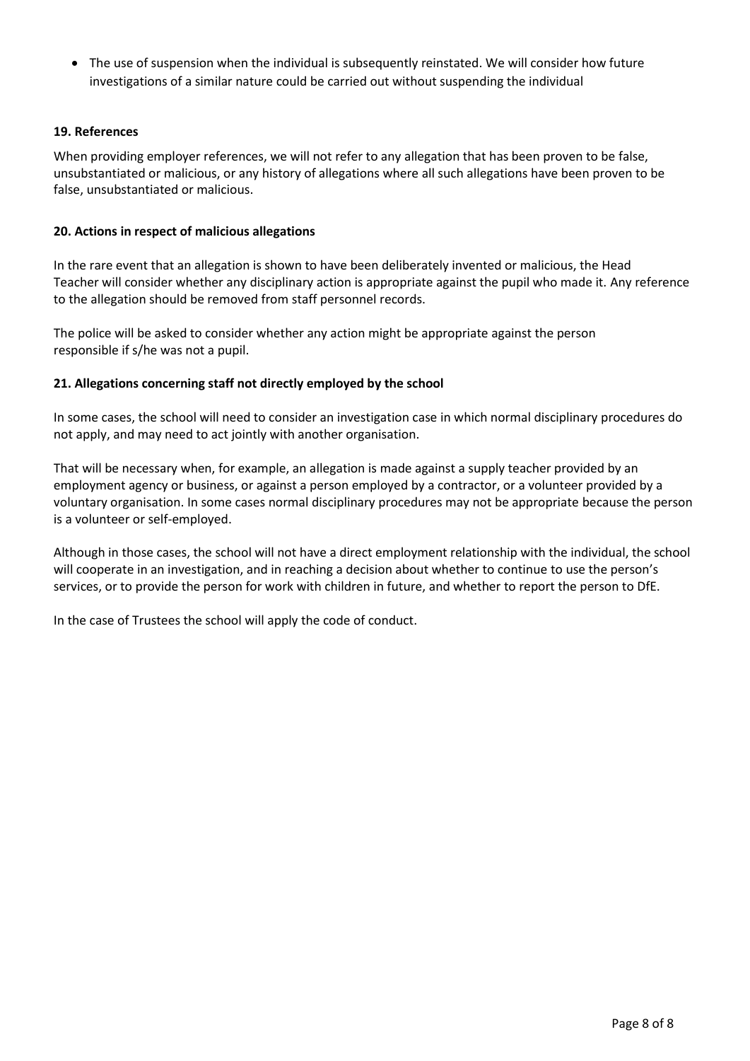- The use of suspension when the individual is subsequently reinstated. We will consider how future investigations of a similar nature could be carried out without suspending the individual

**19. References**

When providing employer references, we will not refer to any allegation that has been proven to be false, unsubstantiated or malicious, or any history of allegations where all such allegations have been proven to be false, unsubstantiated or malicious.

**20. Actions in respect of malicious allegations**

In the rare event that an allegation is shown to have been deliberately invented or malicious, the Head Teacher will consider whether any disciplinary action is appropriate against the pupil who made it. Any reference to the allegation should be removed from staff personnel records.

The police will be asked to consider whether any action might be appropriate against the person responsible if s/he was not a pupil.

**21. Allegations concerning staff not directly employed by the school**

In some cases, the school will need to consider an investigation case in which normal disciplinary procedures do not apply, and may need to act jointly with another organisation.

That will be necessary when, for example, an allegation is made against a supply teacher provided by an employment agency or business, or against a person employed by a contractor, or a volunteer provided by a voluntary organisation. In some cases normal disciplinary procedures may not be appropriate because the person is a volunteer or self-employed.

Although in those cases, the school will not have a direct employment relationship with the individual, the school will cooperate in an investigation, and in reaching a decision about whether to continue to use the person's services, or to provide the person for work with children in future, and whether to report the person to DfE.

In the case of Trustees the school will apply the code of conduct.